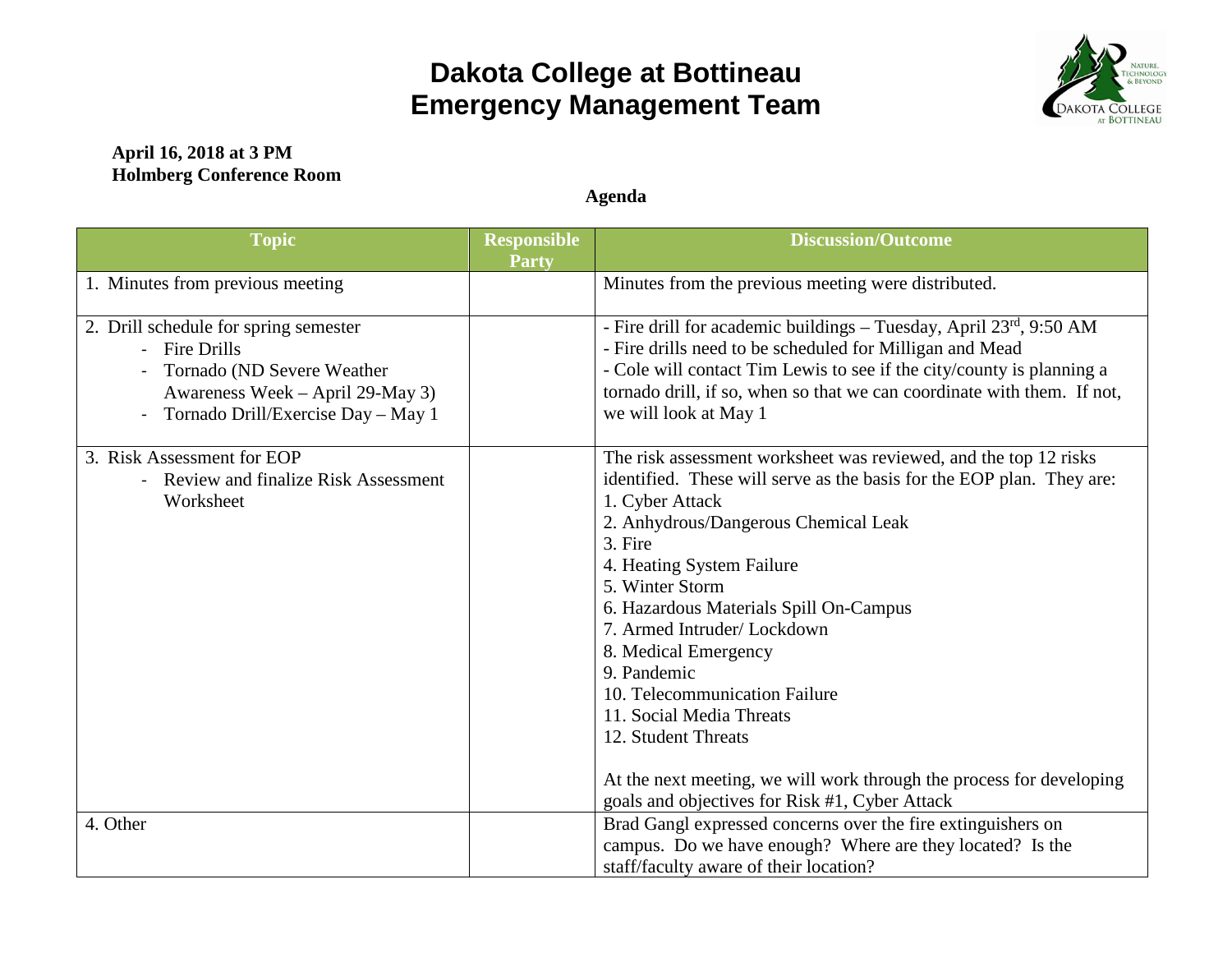# Dakota College at Bottineau
# Emergency Management Team

**April 16, 2018 at 3 PM**
**Holmberg Conference Room**

**Agenda**

| Topic | Responsible Party | Discussion/Outcome |
|---|---|---|
| 1. Minutes from previous meeting | | Minutes from the previous meeting were distributed. |
| 2. Drill schedule for spring semester<br>- Fire Drills<br>- Tornado (ND Severe Weather Awareness Week – April 29-May 3)<br>- Tornado Drill/Exercise Day – May 1 | | - Fire drill for academic buildings – Tuesday, April 23rd, 9:50 AM<br>- Fire drills need to be scheduled for Milligan and Mead<br>- Cole will contact Tim Lewis to see if the city/county is planning a tornado drill, if so, when so that we can coordinate with them. If not, we will look at May 1 |
| 3. Risk Assessment for EOP<br>- Review and finalize Risk Assessment Worksheet | | The risk assessment worksheet was reviewed, and the top 12 risks identified. These will serve as the basis for the EOP plan. They are:<br>1. Cyber Attack<br>2. Anhydrous/Dangerous Chemical Leak<br>3. Fire<br>4. Heating System Failure<br>5. Winter Storm<br>6. Hazardous Materials Spill On-Campus<br>7. Armed Intruder/ Lockdown<br>8. Medical Emergency<br>9. Pandemic<br>10. Telecommunication Failure<br>11. Social Media Threats<br>12. Student Threats<br><br>At the next meeting, we will work through the process for developing goals and objectives for Risk #1, Cyber Attack |
| 4. Other | | Brad Gangl expressed concerns over the fire extinguishers on campus. Do we have enough? Where are they located? Is the staff/faculty aware of their location? |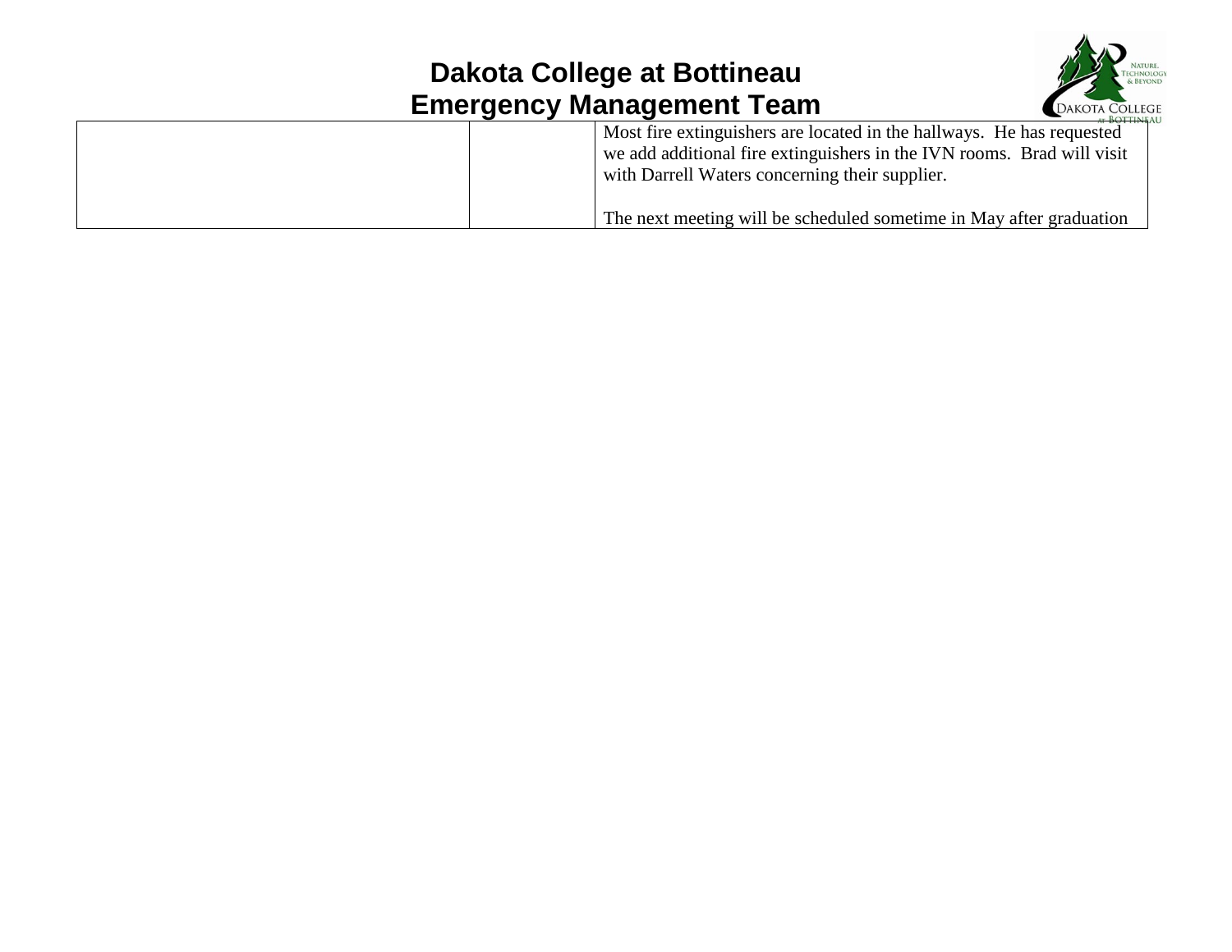# Dakota College at Bottineau
# Emergency Management Team

| | | |
|---|---|---|
| | | Most fire extinguishers are located in the hallways. He has requested we add additional fire extinguishers in the IVN rooms. Brad will visit with Darrell Waters concerning their supplier.<br><br>The next meeting will be scheduled sometime in May after graduation |